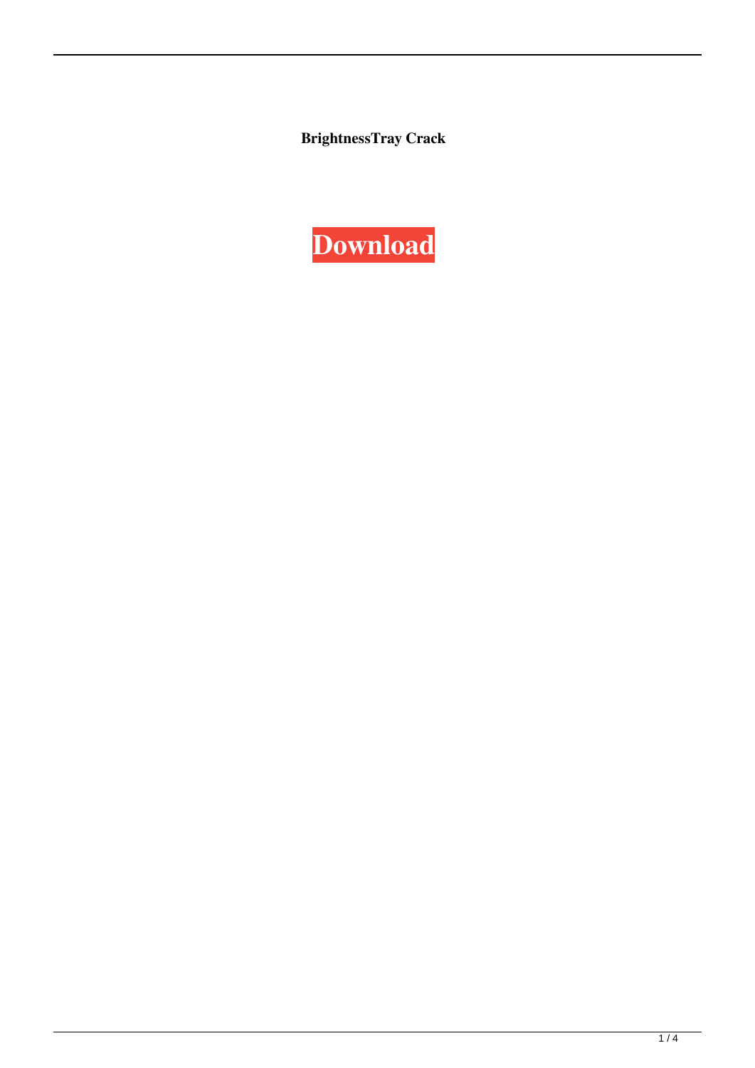**BrightnessTray Crack**

**Download**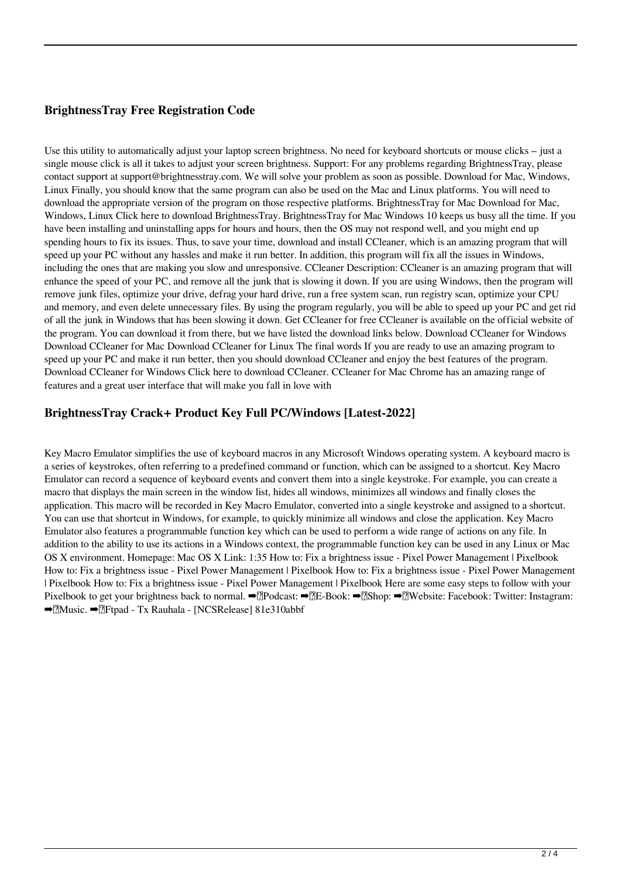### BrightnessTray Free Registration Code

Use this utility to automatically adjust your laptop screen brightness. No need for keyboard shortcuts or mouse clicks – just a single mouse click is all it takes to adjust your screen brightness. Support: For any problems regarding BrightnessTray, please contact support at support@brightnesstray.com. We will solve your problem as soon as possible. Download for Mac, Windows, Linux Finally, you should know that the same program can also be used on the Mac and Linux platforms. You will need to download the appropriate version of the program on those respective platforms. BrightnessTray for Mac Download for Mac, Windows, Linux Click here to download BrightnessTray. BrightnessTray for Mac Windows 10 keeps us busy all the time. If you have been installing and uninstalling apps for hours and hours, then the OS may not respond well, and you might end up spending hours to fix its issues. Thus, to save your time, download and install CCleaner, which is an amazing program that will speed up your PC without any hassles and make it run better. In addition, this program will fix all the issues in Windows, including the ones that are making you slow and unresponsive. CCleaner Description: CCleaner is an amazing program that will enhance the speed of your PC, and remove all the junk that is slowing it down. If you are using Windows, then the program will remove junk files, optimize your drive, defrag your hard drive, run a free system scan, run registry scan, optimize your CPU and memory, and even delete unnecessary files. By using the program regularly, you will be able to speed up your PC and get rid of all the junk in Windows that has been slowing it down. Get CCleaner for free CCleaner is available on the official website of the program. You can download it from there, but we have listed the download links below. Download CCleaner for Windows Download CCleaner for Mac Download CCleaner for Linux The final words If you are ready to use an amazing program to speed up your PC and make it run better, then you should download CCleaner and enjoy the best features of the program. Download CCleaner for Windows Click here to download CCleaner. CCleaner for Mac Chrome has an amazing range of features and a great user interface that will make you fall in love with

### BrightnessTray Crack+ Product Key Full PC/Windows [Latest-2022]

Key Macro Emulator simplifies the use of keyboard macros in any Microsoft Windows operating system. A keyboard macro is a series of keystrokes, often referring to a predefined command or function, which can be assigned to a shortcut. Key Macro Emulator can record a sequence of keyboard events and convert them into a single keystroke. For example, you can create a macro that displays the main screen in the window list, hides all windows, minimizes all windows and finally closes the application. This macro will be recorded in Key Macro Emulator, converted into a single keystroke and assigned to a shortcut. You can use that shortcut in Windows, for example, to quickly minimize all windows and close the application. Key Macro Emulator also features a programmable function key which can be used to perform a wide range of actions on any file. In addition to the ability to use its actions in a Windows context, the programmable function key can be used in any Linux or Mac OS X environment. Homepage: Mac OS X Link: 1:35 How to: Fix a brightness issue - Pixel Power Management | Pixelbook How to: Fix a brightness issue - Pixel Power Management | Pixelbook How to: Fix a brightness issue - Pixel Power Management | Pixelbook How to: Fix a brightness issue - Pixel Power Management | Pixelbook Here are some easy steps to follow with your Pixelbook to get your brightness back to normal. ➡️Podcast: ➡️E-Book: ➡️Shop: ➡️Website: Facebook: Twitter: Instagram: ➡️Music. ➡️Ftpad - Tx Rauhala - [NCSRelease] 81e310abbf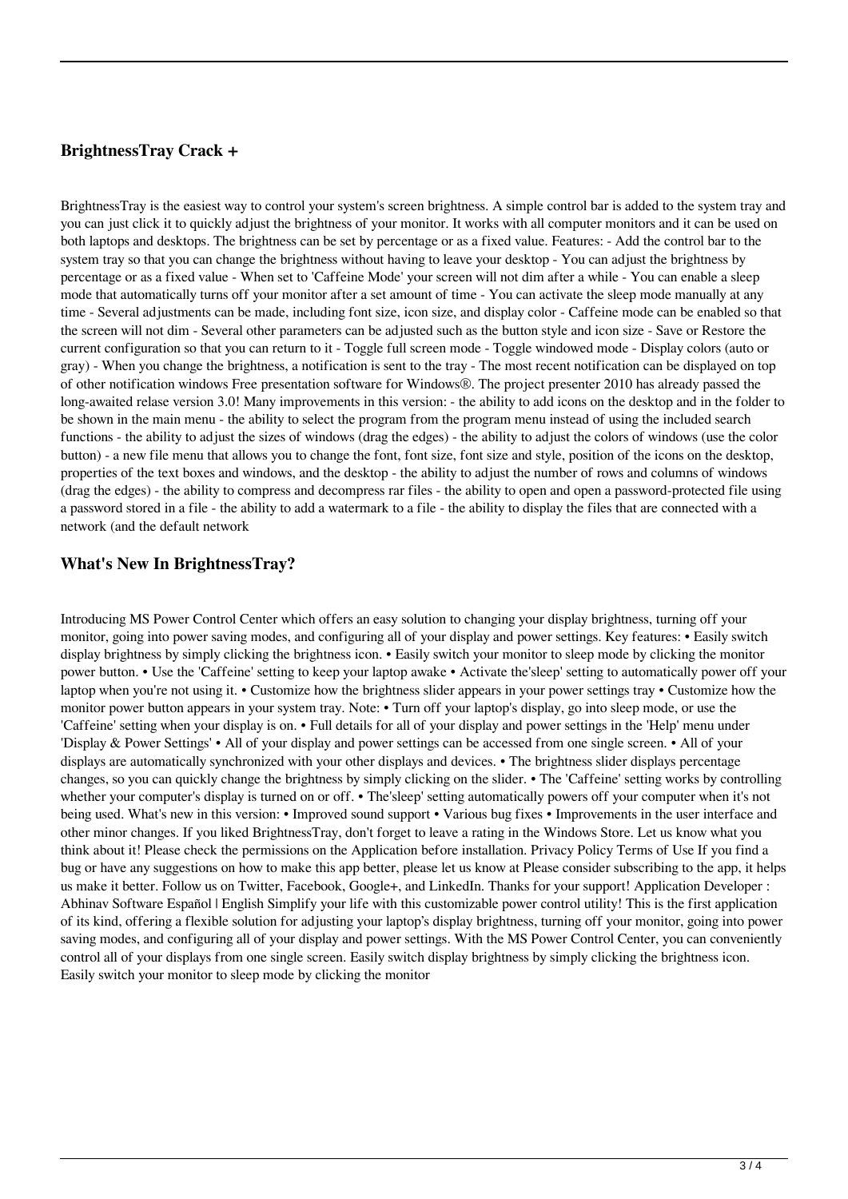### BrightnessTray Crack +

BrightnessTray is the easiest way to control your system's screen brightness. A simple control bar is added to the system tray and you can just click it to quickly adjust the brightness of your monitor. It works with all computer monitors and it can be used on both laptops and desktops. The brightness can be set by percentage or as a fixed value. Features: - Add the control bar to the system tray so that you can change the brightness without having to leave your desktop - You can adjust the brightness by percentage or as a fixed value - When set to 'Caffeine Mode' your screen will not dim after a while - You can enable a sleep mode that automatically turns off your monitor after a set amount of time - You can activate the sleep mode manually at any time - Several adjustments can be made, including font size, icon size, and display color - Caffeine mode can be enabled so that the screen will not dim - Several other parameters can be adjusted such as the button style and icon size - Save or Restore the current configuration so that you can return to it - Toggle full screen mode - Toggle windowed mode - Display colors (auto or gray) - When you change the brightness, a notification is sent to the tray - The most recent notification can be displayed on top of other notification windows Free presentation software for Windows®. The project presenter 2010 has already passed the long-awaited relase version 3.0! Many improvements in this version: - the ability to add icons on the desktop and in the folder to be shown in the main menu - the ability to select the program from the program menu instead of using the included search functions - the ability to adjust the sizes of windows (drag the edges) - the ability to adjust the colors of windows (use the color button) - a new file menu that allows you to change the font, font size, font size and style, position of the icons on the desktop, properties of the text boxes and windows, and the desktop - the ability to adjust the number of rows and columns of windows (drag the edges) - the ability to compress and decompress rar files - the ability to open and open a password-protected file using a password stored in a file - the ability to add a watermark to a file - the ability to display the files that are connected with a network (and the default network

### What's New In BrightnessTray?

Introducing MS Power Control Center which offers an easy solution to changing your display brightness, turning off your monitor, going into power saving modes, and configuring all of your display and power settings. Key features: • Easily switch display brightness by simply clicking the brightness icon. • Easily switch your monitor to sleep mode by clicking the monitor power button. • Use the 'Caffeine' setting to keep your laptop awake • Activate the'sleep' setting to automatically power off your laptop when you're not using it. • Customize how the brightness slider appears in your power settings tray • Customize how the monitor power button appears in your system tray. Note: • Turn off your laptop's display, go into sleep mode, or use the 'Caffeine' setting when your display is on. • Full details for all of your display and power settings in the 'Help' menu under 'Display & Power Settings' • All of your display and power settings can be accessed from one single screen. • All of your displays are automatically synchronized with your other displays and devices. • The brightness slider displays percentage changes, so you can quickly change the brightness by simply clicking on the slider. • The 'Caffeine' setting works by controlling whether your computer's display is turned on or off. • The'sleep' setting automatically powers off your computer when it's not being used. What's new in this version: • Improved sound support • Various bug fixes • Improvements in the user interface and other minor changes. If you liked BrightnessTray, don't forget to leave a rating in the Windows Store. Let us know what you think about it! Please check the permissions on the Application before installation. Privacy Policy Terms of Use If you find a bug or have any suggestions on how to make this app better, please let us know at Please consider subscribing to the app, it helps us make it better. Follow us on Twitter, Facebook, Google+, and LinkedIn. Thanks for your support! Application Developer : Abhinav Software Español | English Simplify your life with this customizable power control utility! This is the first application of its kind, offering a flexible solution for adjusting your laptop's display brightness, turning off your monitor, going into power saving modes, and configuring all of your display and power settings. With the MS Power Control Center, you can conveniently control all of your displays from one single screen. Easily switch display brightness by simply clicking the brightness icon. Easily switch your monitor to sleep mode by clicking the monitor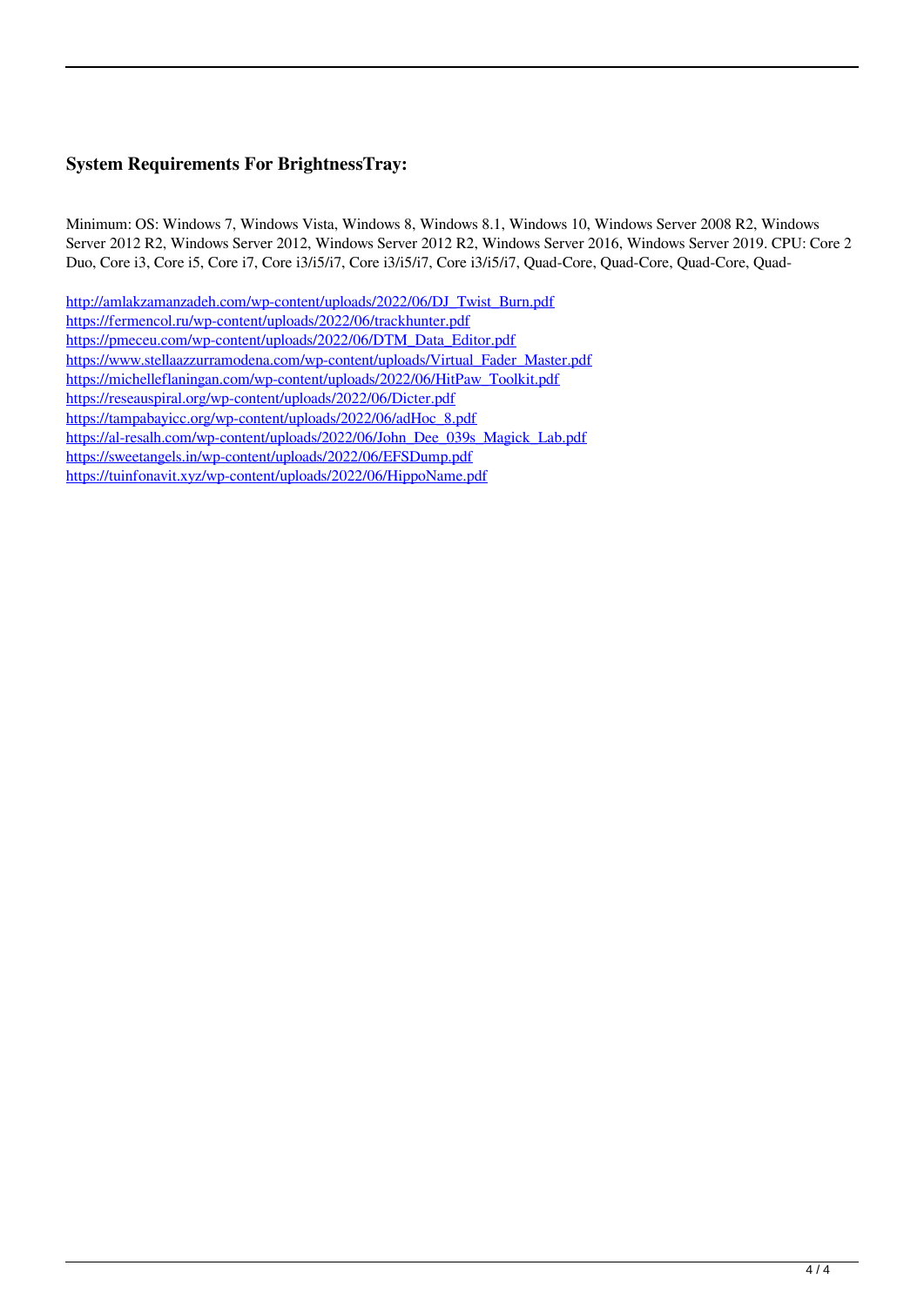### System Requirements For BrightnessTray:

Minimum: OS: Windows 7, Windows Vista, Windows 8, Windows 8.1, Windows 10, Windows Server 2008 R2, Windows Server 2012 R2, Windows Server 2012, Windows Server 2012 R2, Windows Server 2016, Windows Server 2019. CPU: Core 2 Duo, Core i3, Core i5, Core i7, Core i3/i5/i7, Core i3/i5/i7, Core i3/i5/i7, Quad-Core, Quad-Core, Quad-Core, Quad-

http://amlakzamanzadeh.com/wp-content/uploads/2022/06/DJ_Twist_Burn.pdf
https://fermencol.ru/wp-content/uploads/2022/06/trackhunter.pdf
https://pmeceu.com/wp-content/uploads/2022/06/DTM_Data_Editor.pdf
https://www.stellaazzurramodena.com/wp-content/uploads/Virtual_Fader_Master.pdf
https://michelleflaningan.com/wp-content/uploads/2022/06/HitPaw_Toolkit.pdf
https://reseauspiral.org/wp-content/uploads/2022/06/Dicter.pdf
https://tampabayicc.org/wp-content/uploads/2022/06/adHoc_8.pdf
https://al-resalh.com/wp-content/uploads/2022/06/John_Dee_039s_Magick_Lab.pdf
https://sweetangels.in/wp-content/uploads/2022/06/EFSDump.pdf
https://tuinfonavit.xyz/wp-content/uploads/2022/06/HippoName.pdf